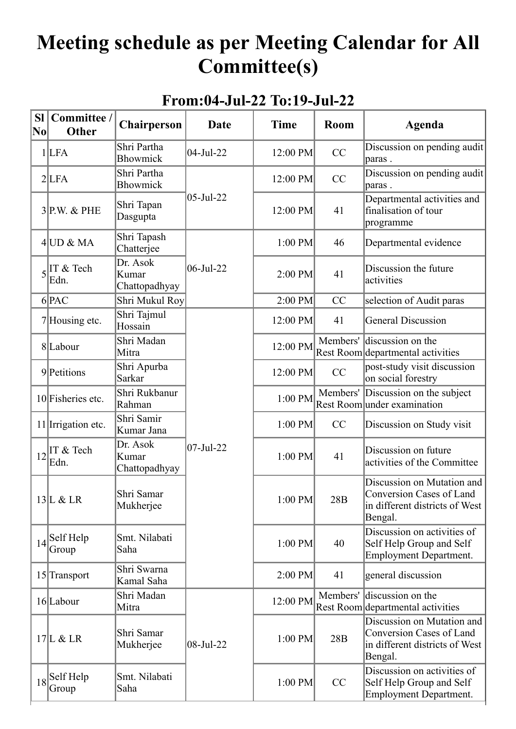# Meeting schedule as per Meeting Calendar for All Committee(s)

## From:04-Jul-22 To:19-Jul-22

| Sl No | Committee / Other | Chairperson | Date | Time | Room | Agenda |
|---|---|---|---|---|---|---|
| 1 | LFA | Shri Partha Bhowmick | 04-Jul-22 | 12:00 PM | CC | Discussion on pending audit paras . |
| 2 | LFA | Shri Partha Bhowmick | 05-Jul-22 | 12:00 PM | CC | Discussion on pending audit paras . |
| 3 | P.W. & PHE | Shri Tapan Dasgupta | | 12:00 PM | 41 | Departmental activities and finalisation of tour programme |
| 4 | UD & MA | Shri Tapash Chatterjee | 06-Jul-22 | 1:00 PM | 46 | Departmental evidence |
| 5 | IT & Tech Edn. | Dr. Asok Kumar Chattopadhyay | | 2:00 PM | 41 | Discussion the future activities |
| 6 | PAC | Shri Mukul Roy | | 2:00 PM | CC | selection of Audit paras |
| 7 | Housing etc. | Shri Tajmul Hossain | 07-Jul-22 | 12:00 PM | 41 | General Discussion |
| 8 | Labour | Shri Madan Mitra | | 12:00 PM | Members' Rest Room | discussion on the departmental activities |
| 9 | Petitions | Shri Apurba Sarkar | | 12:00 PM | CC | post-study visit discussion on social forestry |
| 10 | Fisheries etc. | Shri Rukbanur Rahman | | 1:00 PM | Members' Rest Room | Discussion on the subject under examination |
| 11 | Irrigation etc. | Shri Samir Kumar Jana | | 1:00 PM | CC | Discussion on Study visit |
| 12 | IT & Tech Edn. | Dr. Asok Kumar Chattopadhyay | | 1:00 PM | 41 | Discussion on future activities of the Committee |
| 13 | L & LR | Shri Samar Mukherjee | | 1:00 PM | 28B | Discussion on Mutation and Conversion Cases of Land in different districts of West Bengal. |
| 14 | Self Help Group | Smt. Nilabati Saha | | 1:00 PM | 40 | Discussion on activities of Self Help Group and Self Employment Department. |
| 15 | Transport | Shri Swarna Kamal Saha | | 2:00 PM | 41 | general discussion |
| 16 | Labour | Shri Madan Mitra | 08-Jul-22 | 12:00 PM | Members' Rest Room | discussion on the departmental activities |
| 17 | L & LR | Shri Samar Mukherjee | | 1:00 PM | 28B | Discussion on Mutation and Conversion Cases of Land in different districts of West Bengal. |
| 18 | Self Help Group | Smt. Nilabati Saha | | 1:00 PM | CC | Discussion on activities of Self Help Group and Self Employment Department. |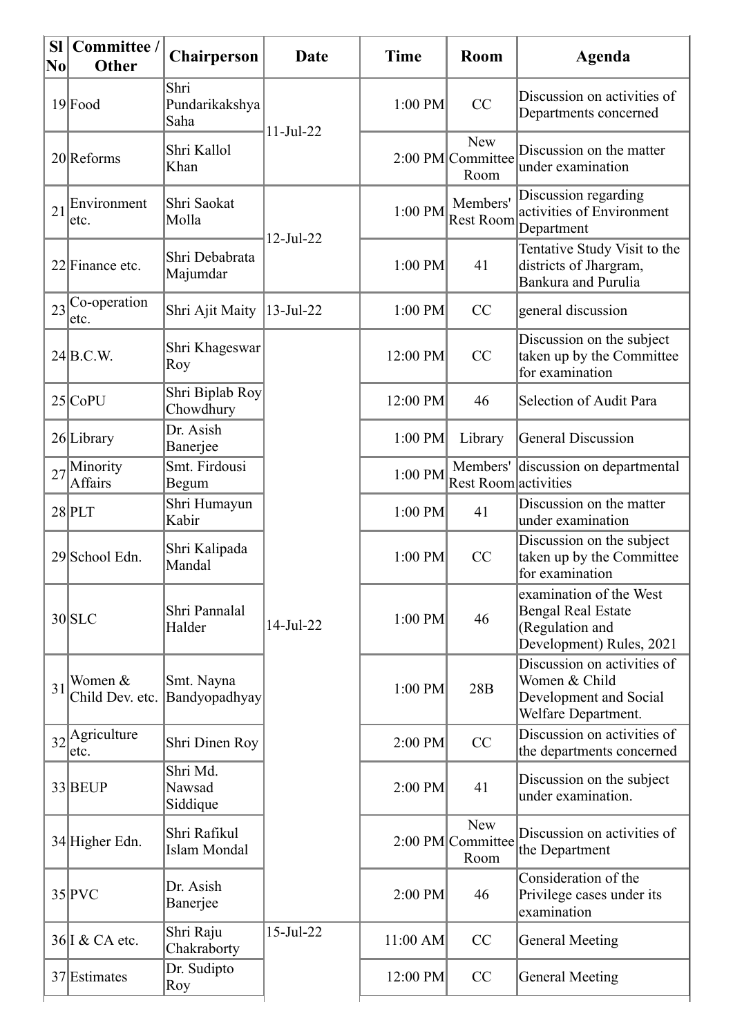| Sl No | Committee / Other | Chairperson | Date | Time | Room | Agenda |
|---|---|---|---|---|---|---|
| 19 | Food | Shri Pundarikakshya Saha | 11-Jul-22 | 1:00 PM | CC | Discussion on activities of Departments concerned |
| 20 | Reforms | Shri Kallol Khan | | 2:00 PM | New Committee Room | Discussion on the matter under examination |
| 21 | Environment etc. | Shri Saokat Molla | 12-Jul-22 | 1:00 PM | Members' Rest Room | Discussion regarding activities of Environment Department |
| 22 | Finance etc. | Shri Debabrata Majumdar | | 1:00 PM | 41 | Tentative Study Visit to the districts of Jhargram, Bankura and Purulia |
| 23 | Co-operation etc. | Shri Ajit Maity | 13-Jul-22 | 1:00 PM | CC | general discussion |
| 24 | B.C.W. | Shri Khageswar Roy | 14-Jul-22 | 12:00 PM | CC | Discussion on the subject taken up by the Committee for examination |
| 25 | CoPU | Shri Biplab Roy Chowdhury | | 12:00 PM | 46 | Selection of Audit Para |
| 26 | Library | Dr. Asish Banerjee | | 1:00 PM | Library | General Discussion |
| 27 | Minority Affairs | Smt. Firdousi Begum | | 1:00 PM | Members' Rest Room | discussion on departmental activities |
| 28 | PLT | Shri Humayun Kabir | | 1:00 PM | 41 | Discussion on the matter under examination |
| 29 | School Edn. | Shri Kalipada Mandal | | 1:00 PM | CC | Discussion on the subject taken up by the Committee for examination |
| 30 | SLC | Shri Pannalal Halder | | 1:00 PM | 46 | examination of the West Bengal Real Estate (Regulation and Development) Rules, 2021 |
| 31 | Women & Child Dev. etc. | Smt. Nayna Bandyopadhyay | | 1:00 PM | 28B | Discussion on activities of Women & Child Development and Social Welfare Department. |
| 32 | Agriculture etc. | Shri Dinen Roy | | 2:00 PM | CC | Discussion on activities of the departments concerned |
| 33 | BEUP | Shri Md. Nawsad Siddique | | 2:00 PM | 41 | Discussion on the subject under examination. |
| 34 | Higher Edn. | Shri Rafikul Islam Mondal | | 2:00 PM | New Committee Room | Discussion on activities of the Department |
| 35 | PVC | Dr. Asish Banerjee | | 2:00 PM | 46 | Consideration of the Privilege cases under its examination |
| 36 | I & CA etc. | Shri Raju Chakraborty | 15-Jul-22 | 11:00 AM | CC | General Meeting |
| 37 | Estimates | Dr. Sudipto Roy | | 12:00 PM | CC | General Meeting |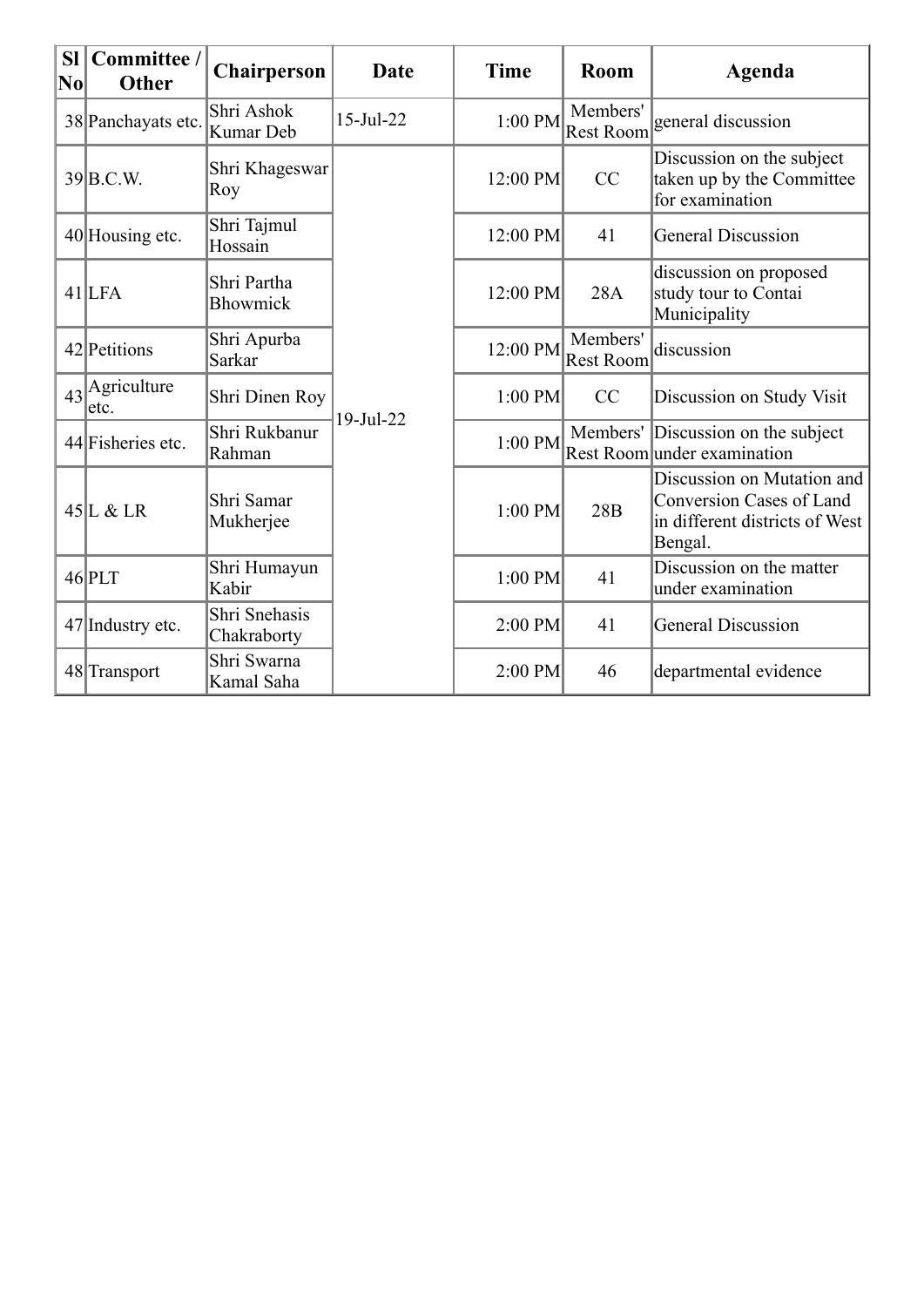| Sl No | Committee / Other | Chairperson | Date | Time | Room | Agenda |
|---|---|---|---|---|---|---|
| 38 | Panchayats etc. | Shri Ashok Kumar Deb | 15-Jul-22 | 1:00 PM | Members' Rest Room | general discussion |
| 39 | B.C.W. | Shri Khageswar Roy | 19-Jul-22 | 12:00 PM | CC | Discussion on the subject taken up by the Committee for examination |
| 40 | Housing etc. | Shri Tajmul Hossain | | 12:00 PM | 41 | General Discussion |
| 41 | LFA | Shri Partha Bhowmick | | 12:00 PM | 28A | discussion on proposed study tour to Contai Municipality |
| 42 | Petitions | Shri Apurba Sarkar | | 12:00 PM | Members' Rest Room | discussion |
| 43 | Agriculture etc. | Shri Dinen Roy | | 1:00 PM | CC | Discussion on Study Visit |
| 44 | Fisheries etc. | Shri Rukbanur Rahman | | 1:00 PM | Members' Rest Room | Discussion on the subject under examination |
| 45 | L & LR | Shri Samar Mukherjee | | 1:00 PM | 28B | Discussion on Mutation and Conversion Cases of Land in different districts of West Bengal. |
| 46 | PLT | Shri Humayun Kabir | | 1:00 PM | 41 | Discussion on the matter under examination |
| 47 | Industry etc. | Shri Snehasis Chakraborty | | 2:00 PM | 41 | General Discussion |
| 48 | Transport | Shri Swarna Kamal Saha | | 2:00 PM | 46 | departmental evidence |